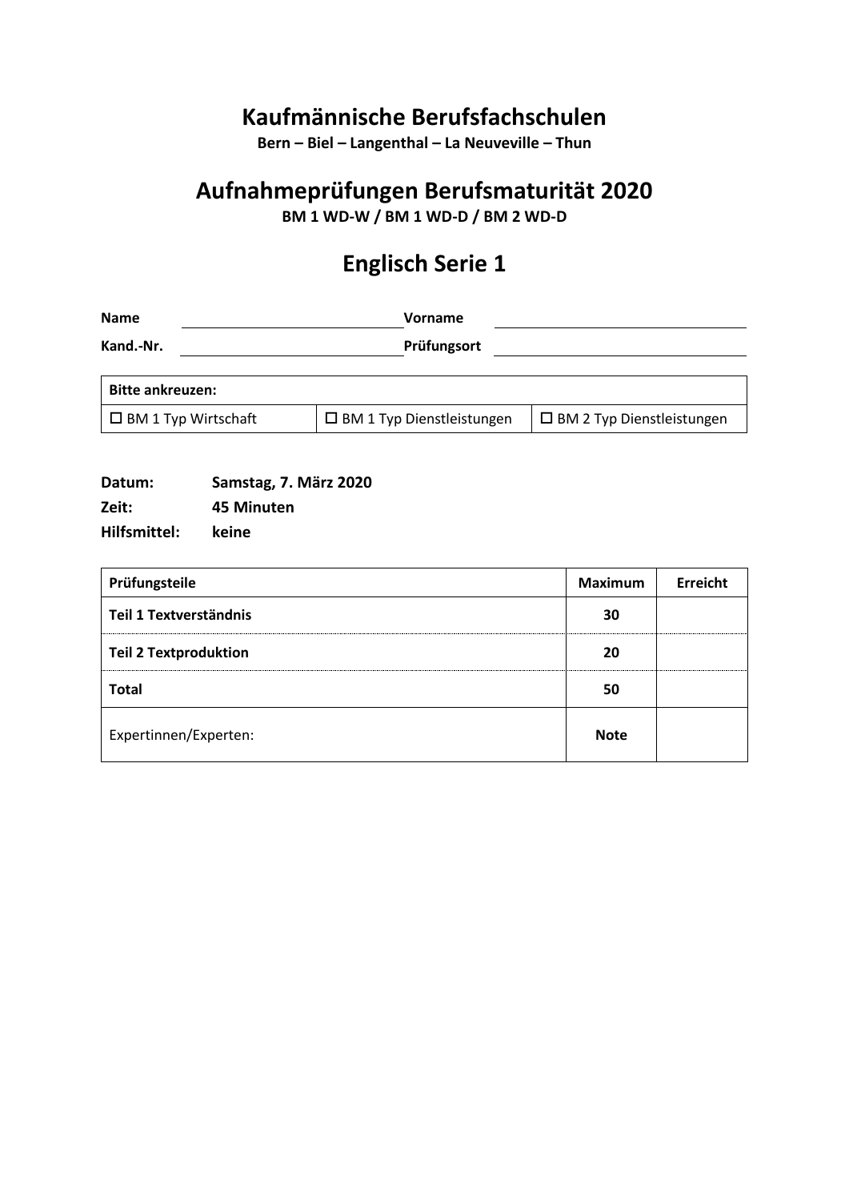# Kaufmännische Berufsfachschulen

**Bern – Biel – Langenthal – La Neuveville – Thun**

# Aufnahmeprüfungen Berufsmaturität 2020

**BM 1 WD-W / BM 1 WD-D / BM 2 WD-D**

# Englisch Serie 1

| | | | |
|---|---|---|---|
| **Name** | | **Vorname** | |
| **Kand.-Nr.** | | **Prüfungsort** | |

| **Bitte ankreuzen:** | | |
|---|---|---|
| ☐ BM 1 Typ Wirtschaft | ☐ BM 1 Typ Dienstleistungen | ☐ BM 2 Typ Dienstleistungen |

**Datum:** **Samstag, 7. März 2020**
**Zeit:** **45 Minuten**
**Hilfsmittel:** **keine**

| **Prüfungsteile** | **Maximum** | **Erreicht** |
|---|---|---|
| **Teil 1 Textverständnis** | **30** | |
| **Teil 2 Textproduktion** | **20** | |
| **Total** | **50** | |
| Expertinnen/Experten: | **Note** | |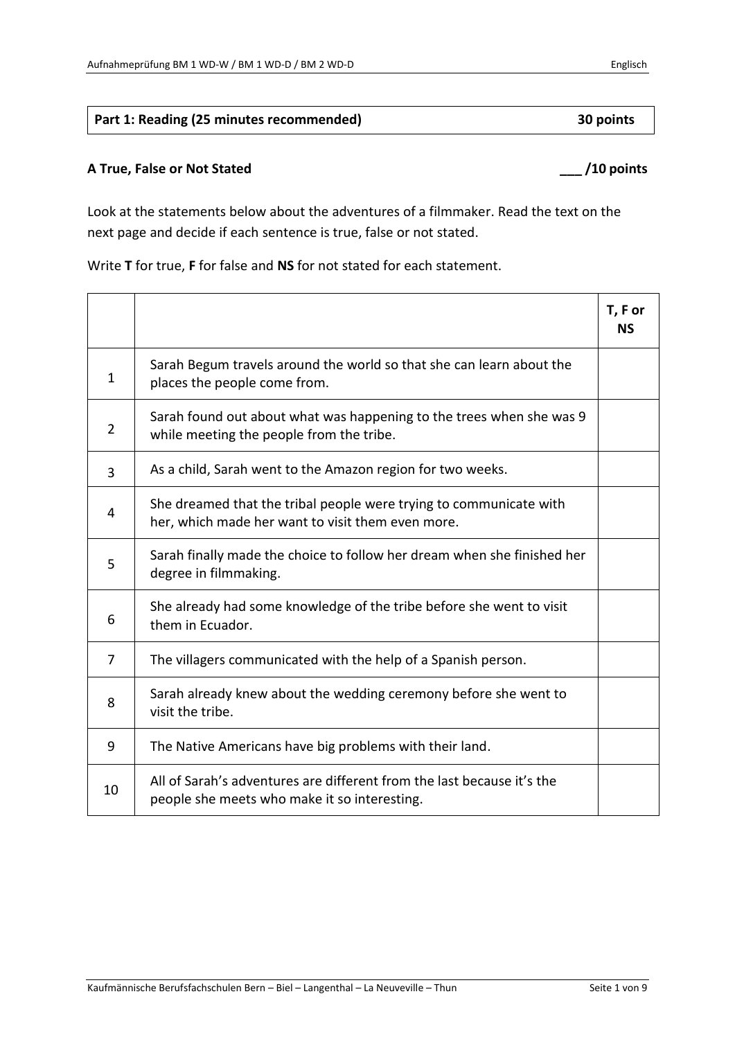| Part 1: Reading (25 minutes recommended) | 30 points |
|---|---|

### A True, False or Not Stated ___ /10 points

Look at the statements below about the adventures of a filmmaker. Read the text on the next page and decide if each sentence is true, false or not stated.

Write **T** for true, **F** for false and **NS** for not stated for each statement.

| | | **T, F or NS** |
|---|---|---|
| 1 | Sarah Begum travels around the world so that she can learn about the places the people come from. | |
| 2 | Sarah found out about what was happening to the trees when she was 9 while meeting the people from the tribe. | |
| 3 | As a child, Sarah went to the Amazon region for two weeks. | |
| 4 | She dreamed that the tribal people were trying to communicate with her, which made her want to visit them even more. | |
| 5 | Sarah finally made the choice to follow her dream when she finished her degree in filmmaking. | |
| 6 | She already had some knowledge of the tribe before she went to visit them in Ecuador. | |
| 7 | The villagers communicated with the help of a Spanish person. | |
| 8 | Sarah already knew about the wedding ceremony before she went to visit the tribe. | |
| 9 | The Native Americans have big problems with their land. | |
| 10 | All of Sarah's adventures are different from the last because it's the people she meets who make it so interesting. | |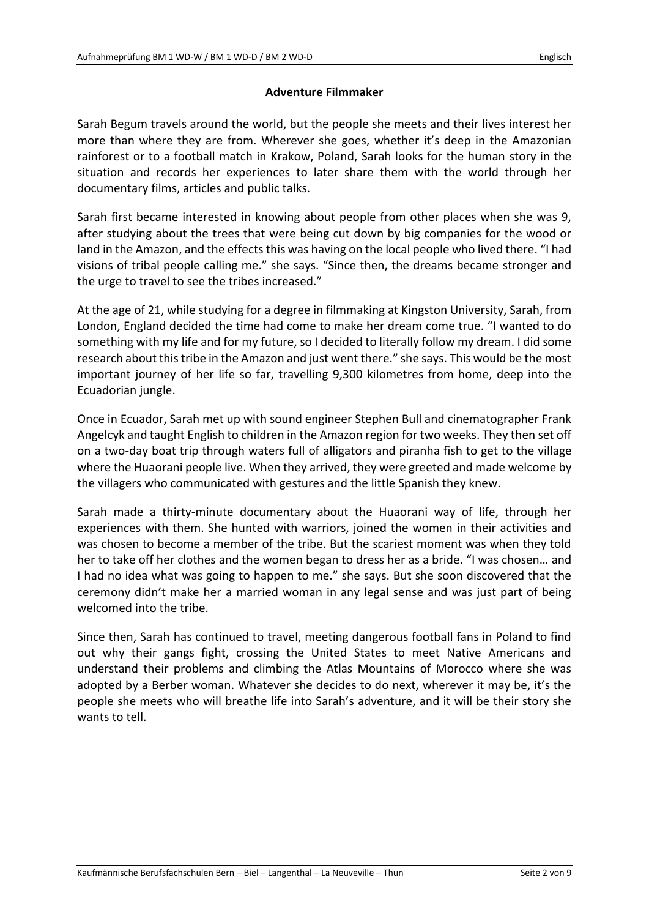## Adventure Filmmaker

Sarah Begum travels around the world, but the people she meets and their lives interest her more than where they are from. Wherever she goes, whether it's deep in the Amazonian rainforest or to a football match in Krakow, Poland, Sarah looks for the human story in the situation and records her experiences to later share them with the world through her documentary films, articles and public talks.

Sarah first became interested in knowing about people from other places when she was 9, after studying about the trees that were being cut down by big companies for the wood or land in the Amazon, and the effects this was having on the local people who lived there. "I had visions of tribal people calling me." she says. "Since then, the dreams became stronger and the urge to travel to see the tribes increased."

At the age of 21, while studying for a degree in filmmaking at Kingston University, Sarah, from London, England decided the time had come to make her dream come true. "I wanted to do something with my life and for my future, so I decided to literally follow my dream. I did some research about this tribe in the Amazon and just went there." she says. This would be the most important journey of her life so far, travelling 9,300 kilometres from home, deep into the Ecuadorian jungle.

Once in Ecuador, Sarah met up with sound engineer Stephen Bull and cinematographer Frank Angelcyk and taught English to children in the Amazon region for two weeks. They then set off on a two-day boat trip through waters full of alligators and piranha fish to get to the village where the Huaorani people live. When they arrived, they were greeted and made welcome by the villagers who communicated with gestures and the little Spanish they knew.

Sarah made a thirty-minute documentary about the Huaorani way of life, through her experiences with them. She hunted with warriors, joined the women in their activities and was chosen to become a member of the tribe. But the scariest moment was when they told her to take off her clothes and the women began to dress her as a bride. "I was chosen… and I had no idea what was going to happen to me." she says. But she soon discovered that the ceremony didn't make her a married woman in any legal sense and was just part of being welcomed into the tribe.

Since then, Sarah has continued to travel, meeting dangerous football fans in Poland to find out why their gangs fight, crossing the United States to meet Native Americans and understand their problems and climbing the Atlas Mountains of Morocco where she was adopted by a Berber woman. Whatever she decides to do next, wherever it may be, it's the people she meets who will breathe life into Sarah's adventure, and it will be their story she wants to tell.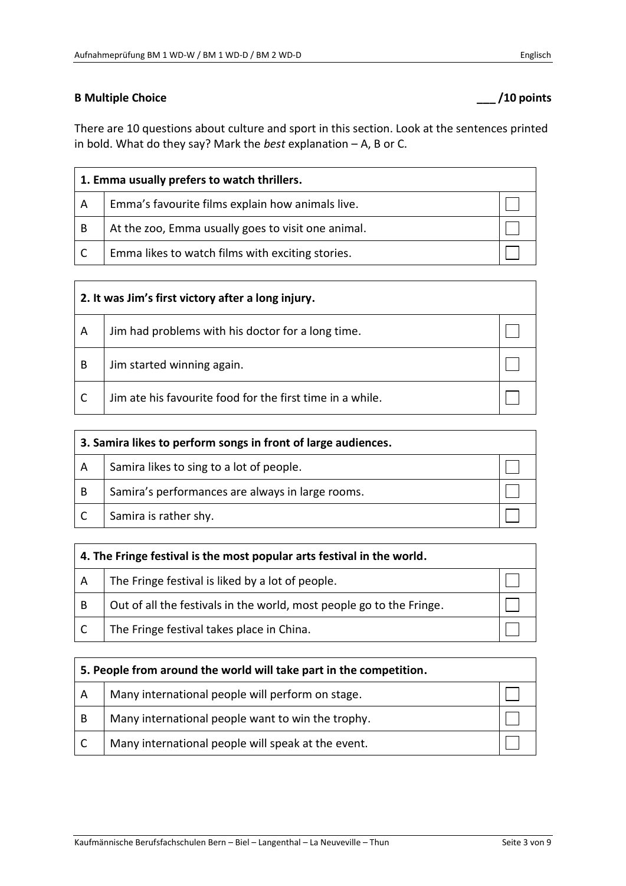## B Multiple Choice

___ /10 points

There are 10 questions about culture and sport in this section. Look at the sentences printed in bold. What do they say? Mark the *best* explanation – A, B or C.

| **1. Emma usually prefers to watch thrillers.** | | |
|---|---|---|
| A | Emma's favourite films explain how animals live. | ☐ |
| B | At the zoo, Emma usually goes to visit one animal. | ☐ |
| C | Emma likes to watch films with exciting stories. | ☐ |

| **2. It was Jim's first victory after a long injury.** | | |
|---|---|---|
| A | Jim had problems with his doctor for a long time. | ☐ |
| B | Jim started winning again. | ☐ |
| C | Jim ate his favourite food for the first time in a while. | ☐ |

| **3. Samira likes to perform songs in front of large audiences.** | | |
|---|---|---|
| A | Samira likes to sing to a lot of people. | ☐ |
| B | Samira's performances are always in large rooms. | ☐ |
| C | Samira is rather shy. | ☐ |

| **4. The Fringe festival is the most popular arts festival in the world.** | | |
|---|---|---|
| A | The Fringe festival is liked by a lot of people. | ☐ |
| B | Out of all the festivals in the world, most people go to the Fringe. | ☐ |
| C | The Fringe festival takes place in China. | ☐ |

| **5. People from around the world will take part in the competition.** | | |
|---|---|---|
| A | Many international people will perform on stage. | ☐ |
| B | Many international people want to win the trophy. | ☐ |
| C | Many international people will speak at the event. | ☐ |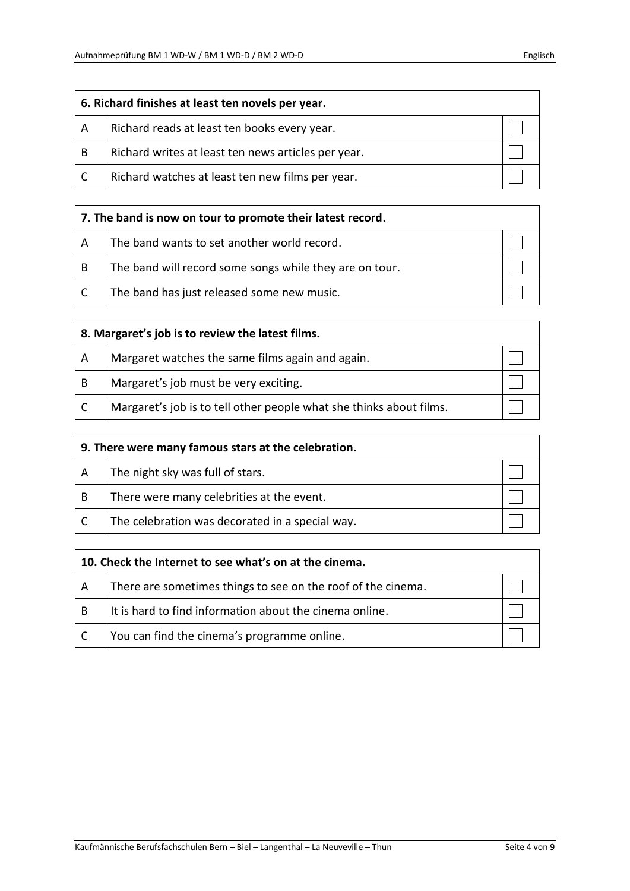| 6. Richard finishes at least ten novels per year. | | |
|---|---|---|
| A | Richard reads at least ten books every year. | ☐ |
| B | Richard writes at least ten news articles per year. | ☐ |
| C | Richard watches at least ten new films per year. | ☐ |

| 7. The band is now on tour to promote their latest record. | | |
|---|---|---|
| A | The band wants to set another world record. | ☐ |
| B | The band will record some songs while they are on tour. | ☐ |
| C | The band has just released some new music. | ☐ |

| 8. Margaret's job is to review the latest films. | | |
|---|---|---|
| A | Margaret watches the same films again and again. | ☐ |
| B | Margaret's job must be very exciting. | ☐ |
| C | Margaret's job is to tell other people what she thinks about films. | ☐ |

| 9. There were many famous stars at the celebration. | | |
|---|---|---|
| A | The night sky was full of stars. | ☐ |
| B | There were many celebrities at the event. | ☐ |
| C | The celebration was decorated in a special way. | ☐ |

| 10. Check the Internet to see what's on at the cinema. | | |
|---|---|---|
| A | There are sometimes things to see on the roof of the cinema. | ☐ |
| B | It is hard to find information about the cinema online. | ☐ |
| C | You can find the cinema's programme online. | ☐ |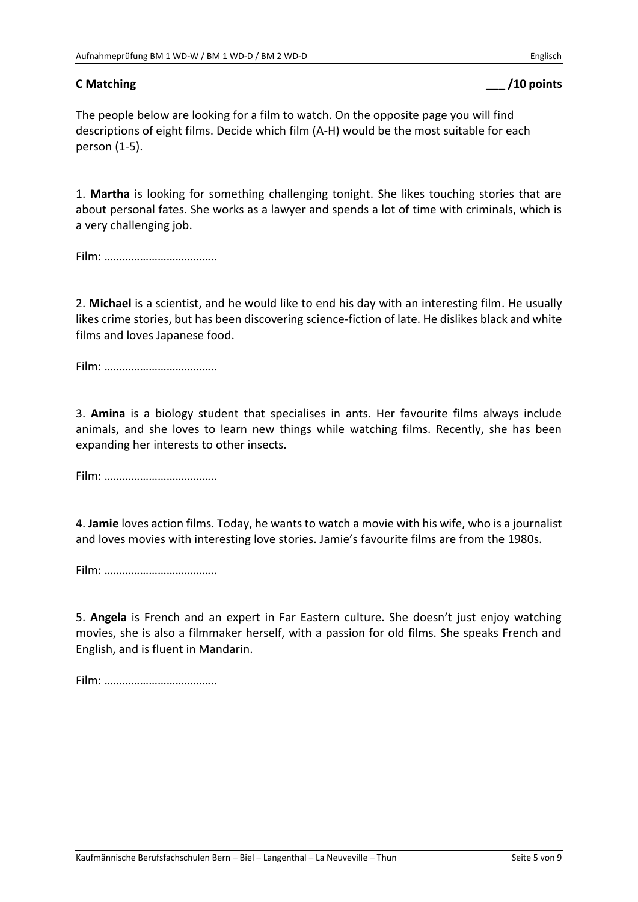## C Matching ___ /10 points

The people below are looking for a film to watch. On the opposite page you will find descriptions of eight films. Decide which film (A-H) would be the most suitable for each person (1-5).

1. **Martha** is looking for something challenging tonight. She likes touching stories that are about personal fates. She works as a lawyer and spends a lot of time with criminals, which is a very challenging job.

Film: ………………………………..

2. **Michael** is a scientist, and he would like to end his day with an interesting film. He usually likes crime stories, but has been discovering science-fiction of late. He dislikes black and white films and loves Japanese food.

Film: ………………………………..

3. **Amina** is a biology student that specialises in ants. Her favourite films always include animals, and she loves to learn new things while watching films. Recently, she has been expanding her interests to other insects.

Film: ………………………………..

4. **Jamie** loves action films. Today, he wants to watch a movie with his wife, who is a journalist and loves movies with interesting love stories. Jamie's favourite films are from the 1980s.

Film: ………………………………..

5. **Angela** is French and an expert in Far Eastern culture. She doesn't just enjoy watching movies, she is also a filmmaker herself, with a passion for old films. She speaks French and English, and is fluent in Mandarin.

Film: ………………………………..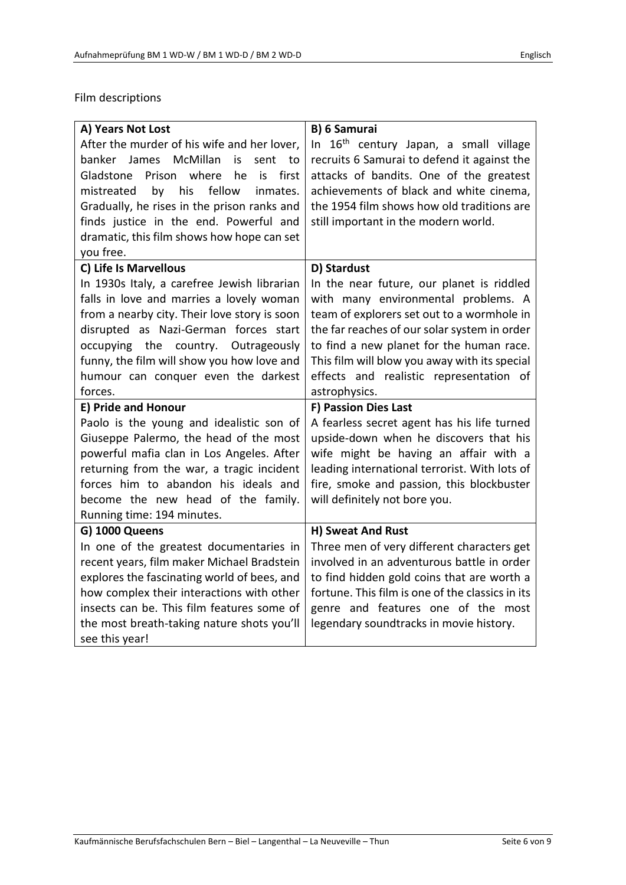Film descriptions

| | |
|---|---|
| **A) Years Not Lost**<br>After the murder of his wife and her lover, banker James McMillan is sent to Gladstone Prison where he is first mistreated by his fellow inmates. Gradually, he rises in the prison ranks and finds justice in the end. Powerful and dramatic, this film shows how hope can set you free. | **B) 6 Samurai**<br>In 16th century Japan, a small village recruits 6 Samurai to defend it against the attacks of bandits. One of the greatest achievements of black and white cinema, the 1954 film shows how old traditions are still important in the modern world. |
| **C) Life Is Marvellous**<br>In 1930s Italy, a carefree Jewish librarian falls in love and marries a lovely woman from a nearby city. Their love story is soon disrupted as Nazi-German forces start occupying the country. Outrageously funny, the film will show you how love and humour can conquer even the darkest forces. | **D) Stardust**<br>In the near future, our planet is riddled with many environmental problems. A team of explorers set out to a wormhole in the far reaches of our solar system in order to find a new planet for the human race. This film will blow you away with its special effects and realistic representation of astrophysics. |
| **E) Pride and Honour**<br>Paolo is the young and idealistic son of Giuseppe Palermo, the head of the most powerful mafia clan in Los Angeles. After returning from the war, a tragic incident forces him to abandon his ideals and become the new head of the family. Running time: 194 minutes. | **F) Passion Dies Last**<br>A fearless secret agent has his life turned upside-down when he discovers that his wife might be having an affair with a leading international terrorist. With lots of fire, smoke and passion, this blockbuster will definitely not bore you. |
| **G) 1000 Queens**<br>In one of the greatest documentaries in recent years, film maker Michael Bradstein explores the fascinating world of bees, and how complex their interactions with other insects can be. This film features some of the most breath-taking nature shots you'll see this year! | **H) Sweat And Rust**<br>Three men of very different characters get involved in an adventurous battle in order to find hidden gold coins that are worth a fortune. This film is one of the classics in its genre and features one of the most legendary soundtracks in movie history. |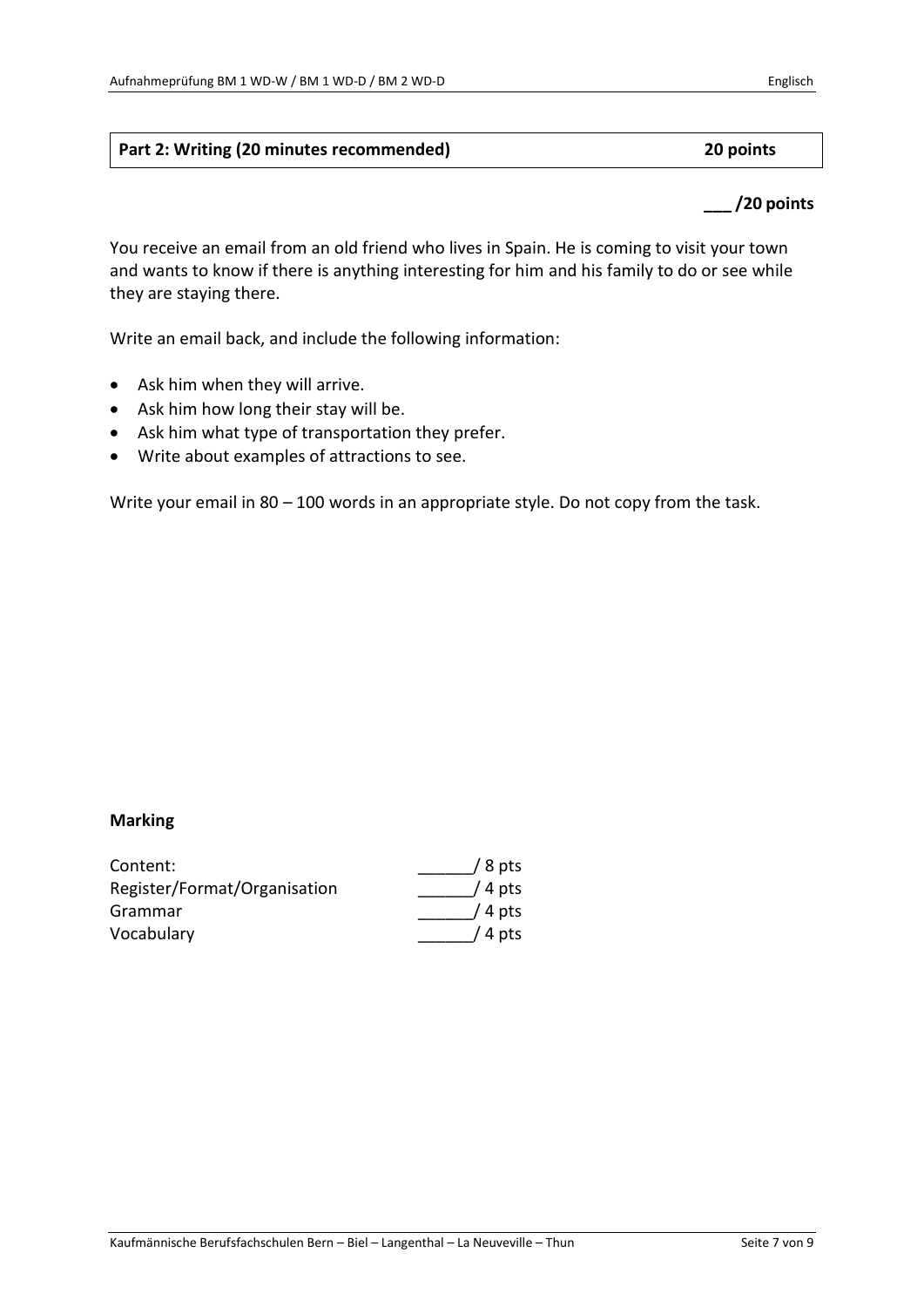| Part 2: Writing (20 minutes recommended) | 20 points |
| --- | --- |

**___ /20 points**

You receive an email from an old friend who lives in Spain. He is coming to visit your town and wants to know if there is anything interesting for him and his family to do or see while they are staying there.

Write an email back, and include the following information:

- Ask him when they will arrive.
- Ask him how long their stay will be.
- Ask him what type of transportation they prefer.
- Write about examples of attractions to see.

Write your email in 80 – 100 words in an appropriate style. Do not copy from the task.

**Marking**

| | |
| --- | --- |
| Content: | ______/ 8 pts |
| Register/Format/Organisation | ______/ 4 pts |
| Grammar | ______/ 4 pts |
| Vocabulary | ______/ 4 pts |